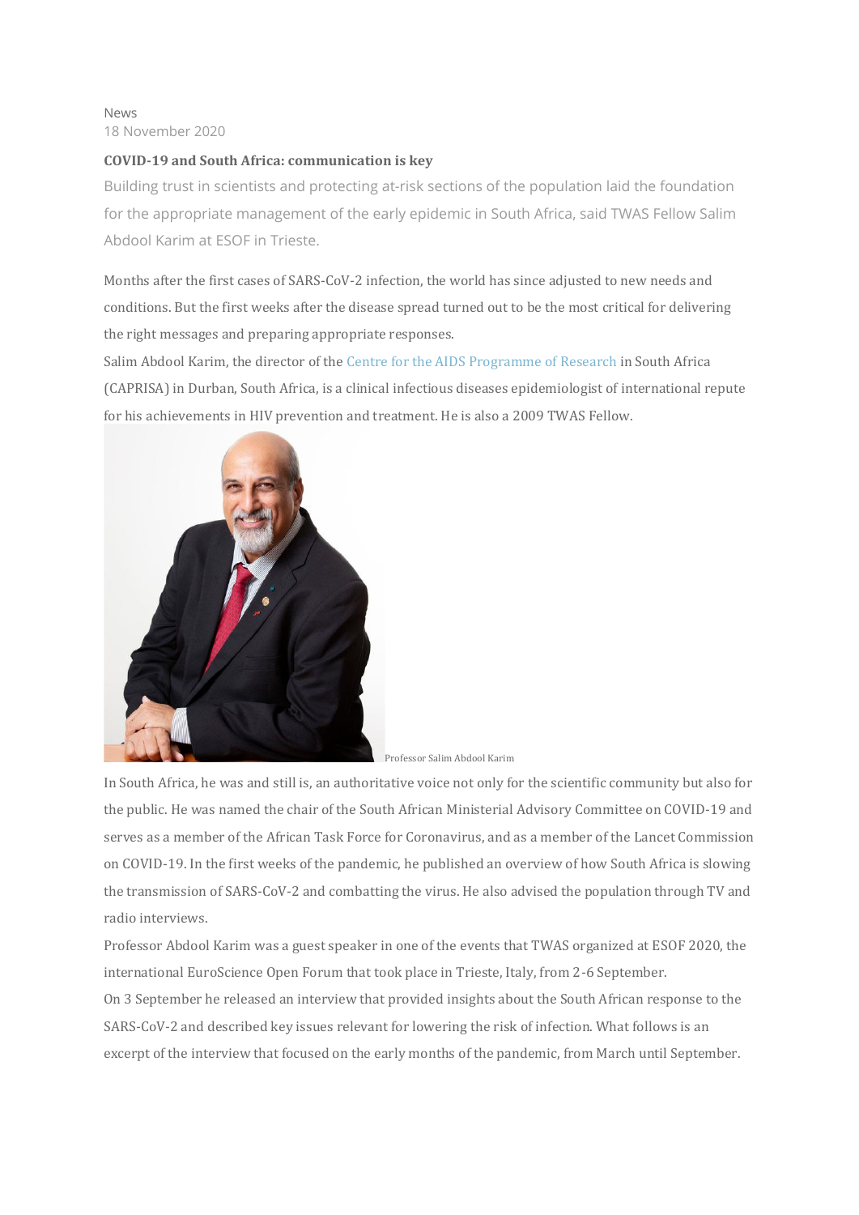News
18 November 2020

**COVID-19 and South Africa: communication is key**

Building trust in scientists and protecting at-risk sections of the population laid the foundation for the appropriate management of the early epidemic in South Africa, said TWAS Fellow Salim Abdool Karim at ESOF in Trieste.

Months after the first cases of SARS-CoV-2 infection, the world has since adjusted to new needs and conditions. But the first weeks after the disease spread turned out to be the most critical for delivering the right messages and preparing appropriate responses.

Salim Abdool Karim, the director of the Centre for the AIDS Programme of Research in South Africa (CAPRISA) in Durban, South Africa, is a clinical infectious diseases epidemiologist of international repute for his achievements in HIV prevention and treatment. He is also a 2009 TWAS Fellow.

Professor Salim Abdool Karim

In South Africa, he was and still is, an authoritative voice not only for the scientific community but also for the public. He was named the chair of the South African Ministerial Advisory Committee on COVID-19 and serves as a member of the African Task Force for Coronavirus, and as a member of the Lancet Commission on COVID-19. In the first weeks of the pandemic, he published an overview of how South Africa is slowing the transmission of SARS-CoV-2 and combatting the virus. He also advised the population through TV and radio interviews.

Professor Abdool Karim was a guest speaker in one of the events that TWAS organized at ESOF 2020, the international EuroScience Open Forum that took place in Trieste, Italy, from 2-6 September.

On 3 September he released an interview that provided insights about the South African response to the SARS-CoV-2 and described key issues relevant for lowering the risk of infection. What follows is an excerpt of the interview that focused on the early months of the pandemic, from March until September.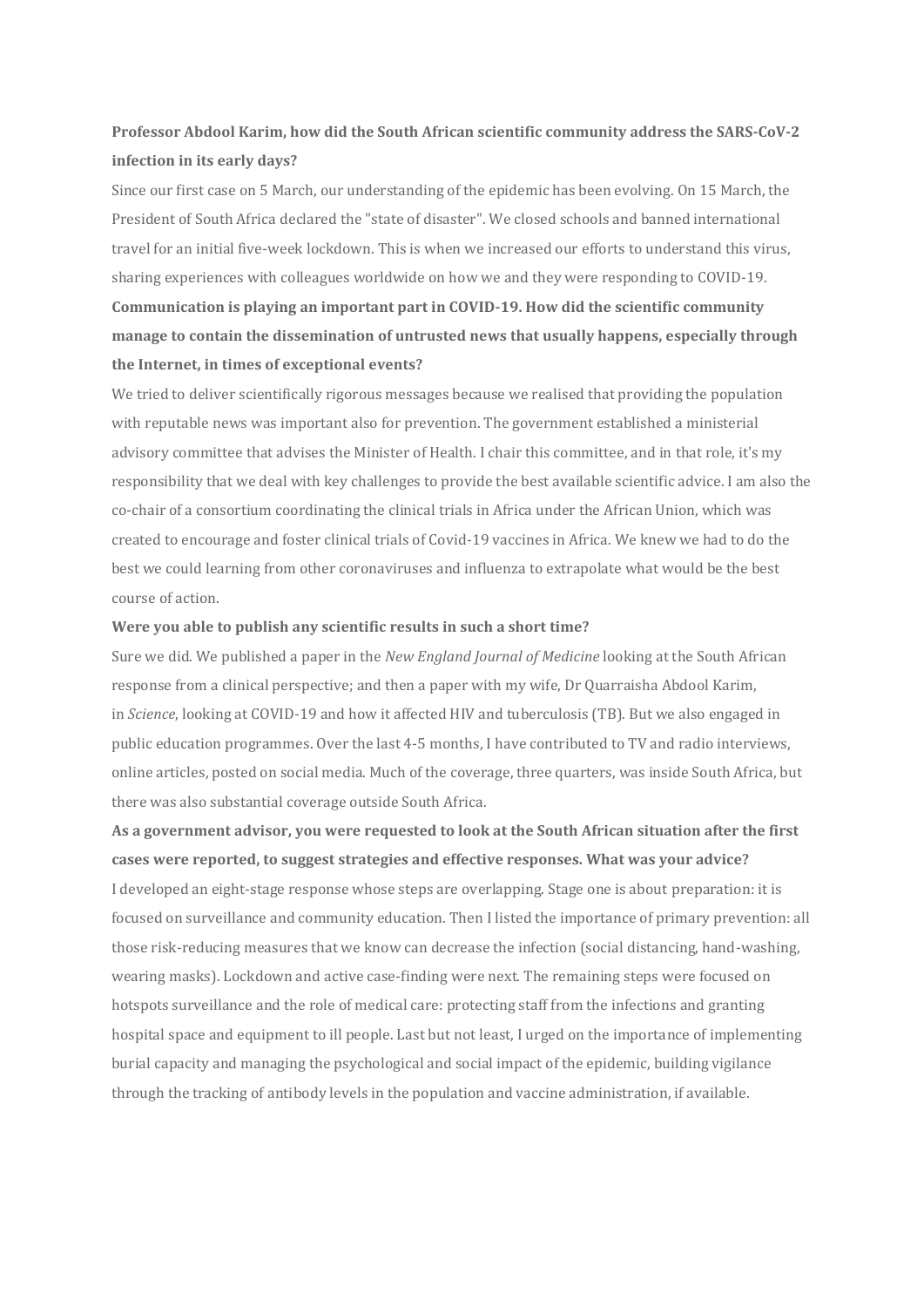**Professor Abdool Karim, how did the South African scientific community address the SARS-CoV-2 infection in its early days?**

Since our first case on 5 March, our understanding of the epidemic has been evolving. On 15 March, the President of South Africa declared the "state of disaster". We closed schools and banned international travel for an initial five-week lockdown. This is when we increased our efforts to understand this virus, sharing experiences with colleagues worldwide on how we and they were responding to COVID-19.

**Communication is playing an important part in COVID-19. How did the scientific community manage to contain the dissemination of untrusted news that usually happens, especially through the Internet, in times of exceptional events?**

We tried to deliver scientifically rigorous messages because we realised that providing the population with reputable news was important also for prevention. The government established a ministerial advisory committee that advises the Minister of Health. I chair this committee, and in that role, it's my responsibility that we deal with key challenges to provide the best available scientific advice. I am also the co-chair of a consortium coordinating the clinical trials in Africa under the African Union, which was created to encourage and foster clinical trials of Covid-19 vaccines in Africa. We knew we had to do the best we could learning from other coronaviruses and influenza to extrapolate what would be the best course of action.

**Were you able to publish any scientific results in such a short time?**

Sure we did. We published a paper in the *New England Journal of Medicine* looking at the South African response from a clinical perspective; and then a paper with my wife, Dr Quarraisha Abdool Karim, in *Science*, looking at COVID-19 and how it affected HIV and tuberculosis (TB). But we also engaged in public education programmes. Over the last 4-5 months, I have contributed to TV and radio interviews, online articles, posted on social media. Much of the coverage, three quarters, was inside South Africa, but there was also substantial coverage outside South Africa.

**As a government advisor, you were requested to look at the South African situation after the first cases were reported, to suggest strategies and effective responses. What was your advice?**

I developed an eight-stage response whose steps are overlapping. Stage one is about preparation: it is focused on surveillance and community education. Then I listed the importance of primary prevention: all those risk-reducing measures that we know can decrease the infection (social distancing, hand-washing, wearing masks). Lockdown and active case-finding were next. The remaining steps were focused on hotspots surveillance and the role of medical care: protecting staff from the infections and granting hospital space and equipment to ill people. Last but not least, I urged on the importance of implementing burial capacity and managing the psychological and social impact of the epidemic, building vigilance through the tracking of antibody levels in the population and vaccine administration, if available.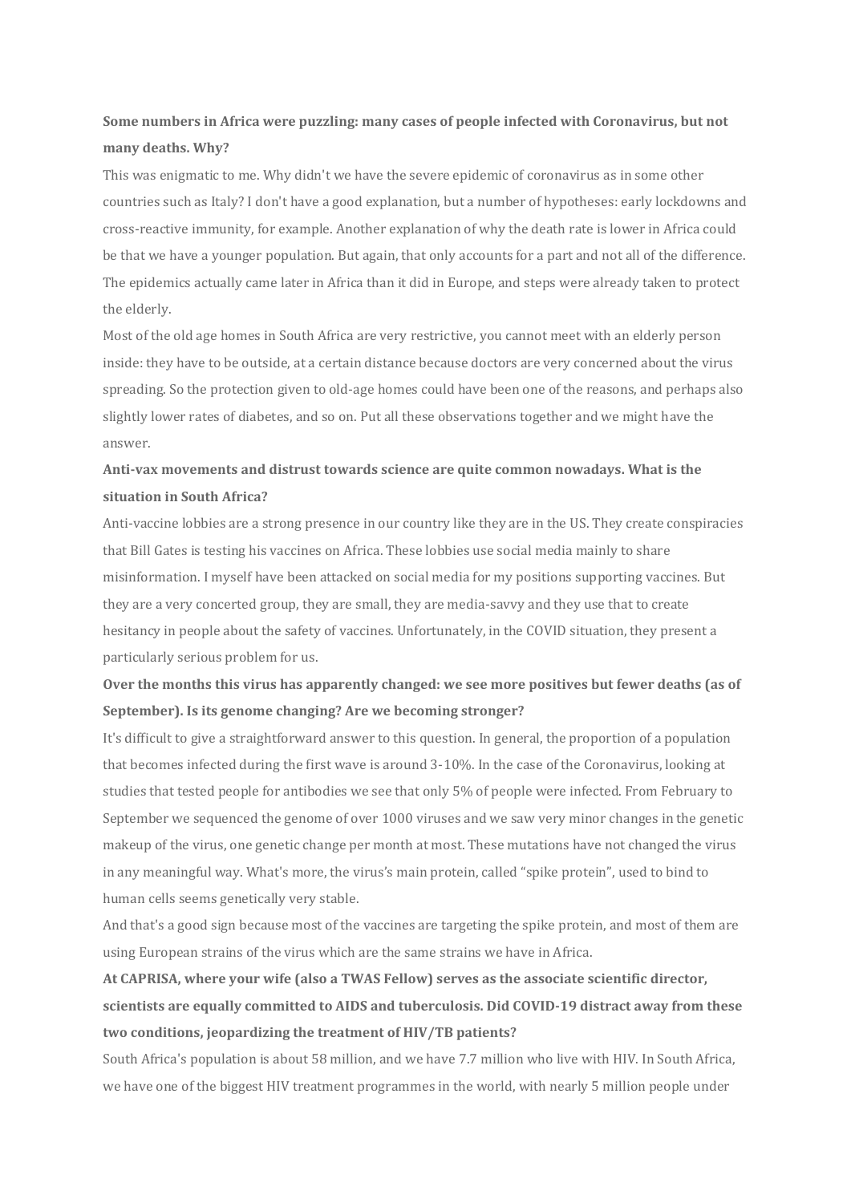**Some numbers in Africa were puzzling: many cases of people infected with Coronavirus, but not many deaths. Why?**

This was enigmatic to me. Why didn't we have the severe epidemic of coronavirus as in some other countries such as Italy? I don't have a good explanation, but a number of hypotheses: early lockdowns and cross-reactive immunity, for example. Another explanation of why the death rate is lower in Africa could be that we have a younger population. But again, that only accounts for a part and not all of the difference. The epidemics actually came later in Africa than it did in Europe, and steps were already taken to protect the elderly.

Most of the old age homes in South Africa are very restrictive, you cannot meet with an elderly person inside: they have to be outside, at a certain distance because doctors are very concerned about the virus spreading. So the protection given to old-age homes could have been one of the reasons, and perhaps also slightly lower rates of diabetes, and so on. Put all these observations together and we might have the answer.

**Anti-vax movements and distrust towards science are quite common nowadays. What is the situation in South Africa?**

Anti-vaccine lobbies are a strong presence in our country like they are in the US. They create conspiracies that Bill Gates is testing his vaccines on Africa. These lobbies use social media mainly to share misinformation. I myself have been attacked on social media for my positions supporting vaccines. But they are a very concerted group, they are small, they are media-savvy and they use that to create hesitancy in people about the safety of vaccines. Unfortunately, in the COVID situation, they present a particularly serious problem for us.

**Over the months this virus has apparently changed: we see more positives but fewer deaths (as of September). Is its genome changing? Are we becoming stronger?**

It's difficult to give a straightforward answer to this question. In general, the proportion of a population that becomes infected during the first wave is around 3-10%. In the case of the Coronavirus, looking at studies that tested people for antibodies we see that only 5% of people were infected. From February to September we sequenced the genome of over 1000 viruses and we saw very minor changes in the genetic makeup of the virus, one genetic change per month at most. These mutations have not changed the virus in any meaningful way. What's more, the virus's main protein, called "spike protein", used to bind to human cells seems genetically very stable.

And that's a good sign because most of the vaccines are targeting the spike protein, and most of them are using European strains of the virus which are the same strains we have in Africa.

**At CAPRISA, where your wife (also a TWAS Fellow) serves as the associate scientific director, scientists are equally committed to AIDS and tuberculosis. Did COVID-19 distract away from these two conditions, jeopardizing the treatment of HIV/TB patients?**

South Africa's population is about 58 million, and we have 7.7 million who live with HIV. In South Africa, we have one of the biggest HIV treatment programmes in the world, with nearly 5 million people under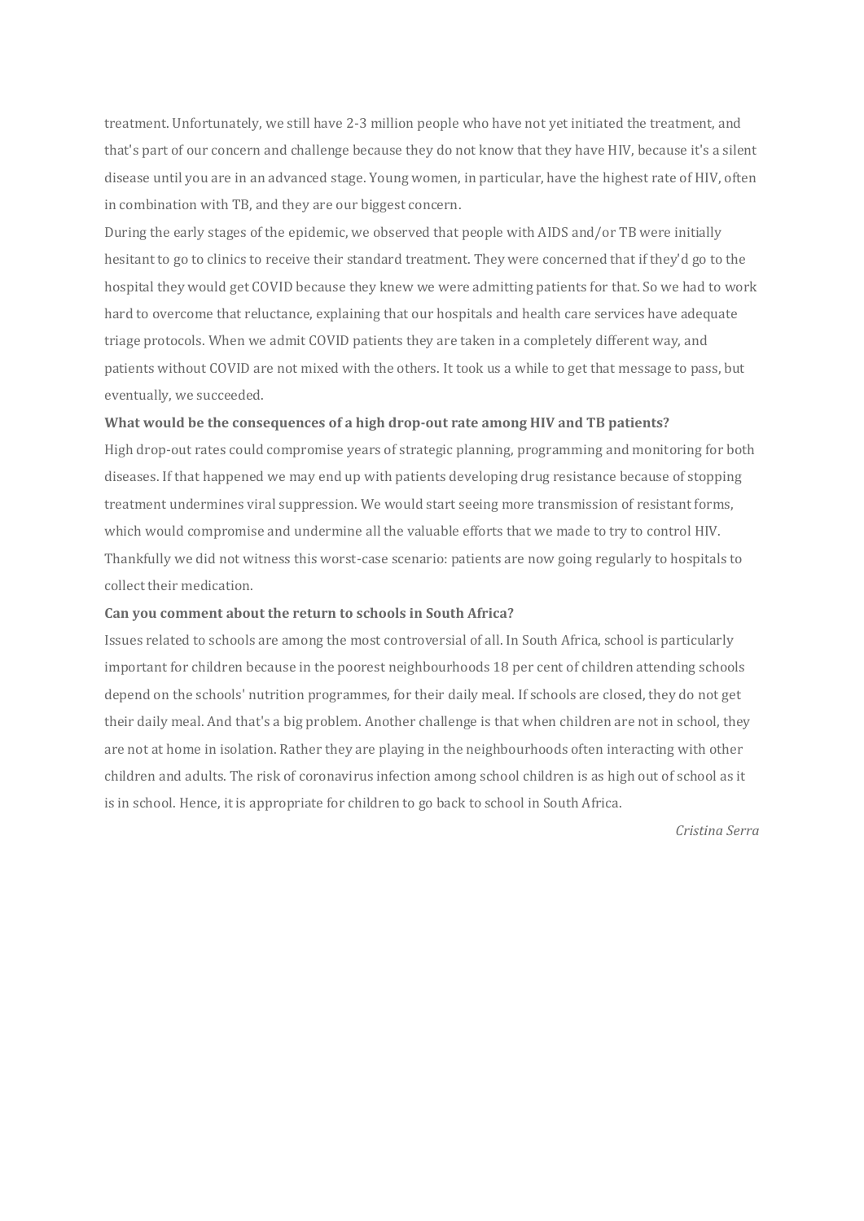treatment. Unfortunately, we still have 2-3 million people who have not yet initiated the treatment, and that's part of our concern and challenge because they do not know that they have HIV, because it's a silent disease until you are in an advanced stage. Young women, in particular, have the highest rate of HIV, often in combination with TB, and they are our biggest concern.

During the early stages of the epidemic, we observed that people with AIDS and/or TB were initially hesitant to go to clinics to receive their standard treatment. They were concerned that if they'd go to the hospital they would get COVID because they knew we were admitting patients for that. So we had to work hard to overcome that reluctance, explaining that our hospitals and health care services have adequate triage protocols. When we admit COVID patients they are taken in a completely different way, and patients without COVID are not mixed with the others. It took us a while to get that message to pass, but eventually, we succeeded.

**What would be the consequences of a high drop-out rate among HIV and TB patients?**

High drop-out rates could compromise years of strategic planning, programming and monitoring for both diseases. If that happened we may end up with patients developing drug resistance because of stopping treatment undermines viral suppression. We would start seeing more transmission of resistant forms, which would compromise and undermine all the valuable efforts that we made to try to control HIV. Thankfully we did not witness this worst-case scenario: patients are now going regularly to hospitals to collect their medication.

**Can you comment about the return to schools in South Africa?**

Issues related to schools are among the most controversial of all. In South Africa, school is particularly important for children because in the poorest neighbourhoods 18 per cent of children attending schools depend on the schools' nutrition programmes, for their daily meal. If schools are closed, they do not get their daily meal. And that's a big problem. Another challenge is that when children are not in school, they are not at home in isolation. Rather they are playing in the neighbourhoods often interacting with other children and adults. The risk of coronavirus infection among school children is as high out of school as it is in school. Hence, it is appropriate for children to go back to school in South Africa.

*Cristina Serra*